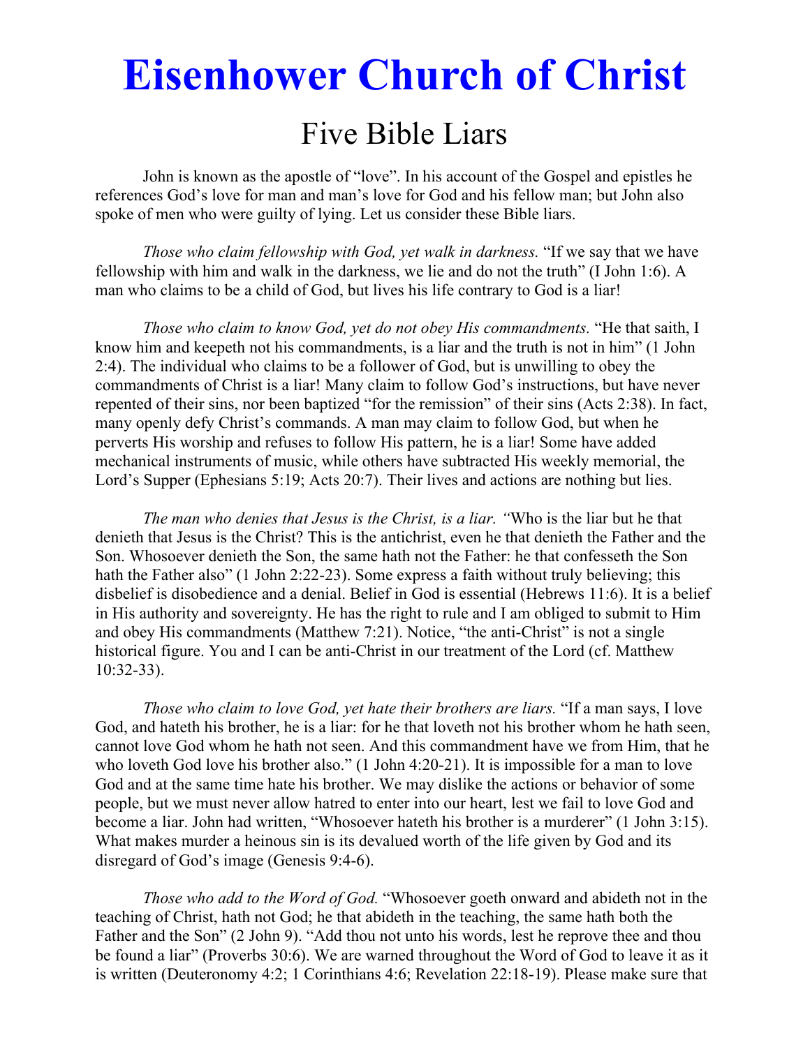# Eisenhower Church of Christ

## Five Bible Liars

John is known as the apostle of "love". In his account of the Gospel and epistles he references God's love for man and man's love for God and his fellow man; but John also spoke of men who were guilty of lying. Let us consider these Bible liars.

*Those who claim fellowship with God, yet walk in darkness.* "If we say that we have fellowship with him and walk in the darkness, we lie and do not the truth" (I John 1:6). A man who claims to be a child of God, but lives his life contrary to God is a liar!

*Those who claim to know God, yet do not obey His commandments.* "He that saith, I know him and keepeth not his commandments, is a liar and the truth is not in him" (1 John 2:4). The individual who claims to be a follower of God, but is unwilling to obey the commandments of Christ is a liar! Many claim to follow God's instructions, but have never repented of their sins, nor been baptized "for the remission" of their sins (Acts 2:38). In fact, many openly defy Christ's commands. A man may claim to follow God, but when he perverts His worship and refuses to follow His pattern, he is a liar! Some have added mechanical instruments of music, while others have subtracted His weekly memorial, the Lord's Supper (Ephesians 5:19; Acts 20:7). Their lives and actions are nothing but lies.

*The man who denies that Jesus is the Christ, is a liar. "*Who is the liar but he that denieth that Jesus is the Christ? This is the antichrist, even he that denieth the Father and the Son. Whosoever denieth the Son, the same hath not the Father: he that confesseth the Son hath the Father also" (1 John 2:22-23). Some express a faith without truly believing; this disbelief is disobedience and a denial. Belief in God is essential (Hebrews 11:6). It is a belief in His authority and sovereignty. He has the right to rule and I am obliged to submit to Him and obey His commandments (Matthew 7:21). Notice, "the anti-Christ" is not a single historical figure. You and I can be anti-Christ in our treatment of the Lord (cf. Matthew 10:32-33).

*Those who claim to love God, yet hate their brothers are liars.* "If a man says, I love God, and hateth his brother, he is a liar: for he that loveth not his brother whom he hath seen, cannot love God whom he hath not seen. And this commandment have we from Him, that he who loveth God love his brother also." (1 John 4:20-21). It is impossible for a man to love God and at the same time hate his brother. We may dislike the actions or behavior of some people, but we must never allow hatred to enter into our heart, lest we fail to love God and become a liar. John had written, "Whosoever hateth his brother is a murderer" (1 John 3:15). What makes murder a heinous sin is its devalued worth of the life given by God and its disregard of God's image (Genesis 9:4-6).

*Those who add to the Word of God.* "Whosoever goeth onward and abideth not in the teaching of Christ, hath not God; he that abideth in the teaching, the same hath both the Father and the Son" (2 John 9). "Add thou not unto his words, lest he reprove thee and thou be found a liar" (Proverbs 30:6). We are warned throughout the Word of God to leave it as it is written (Deuteronomy 4:2; 1 Corinthians 4:6; Revelation 22:18-19). Please make sure that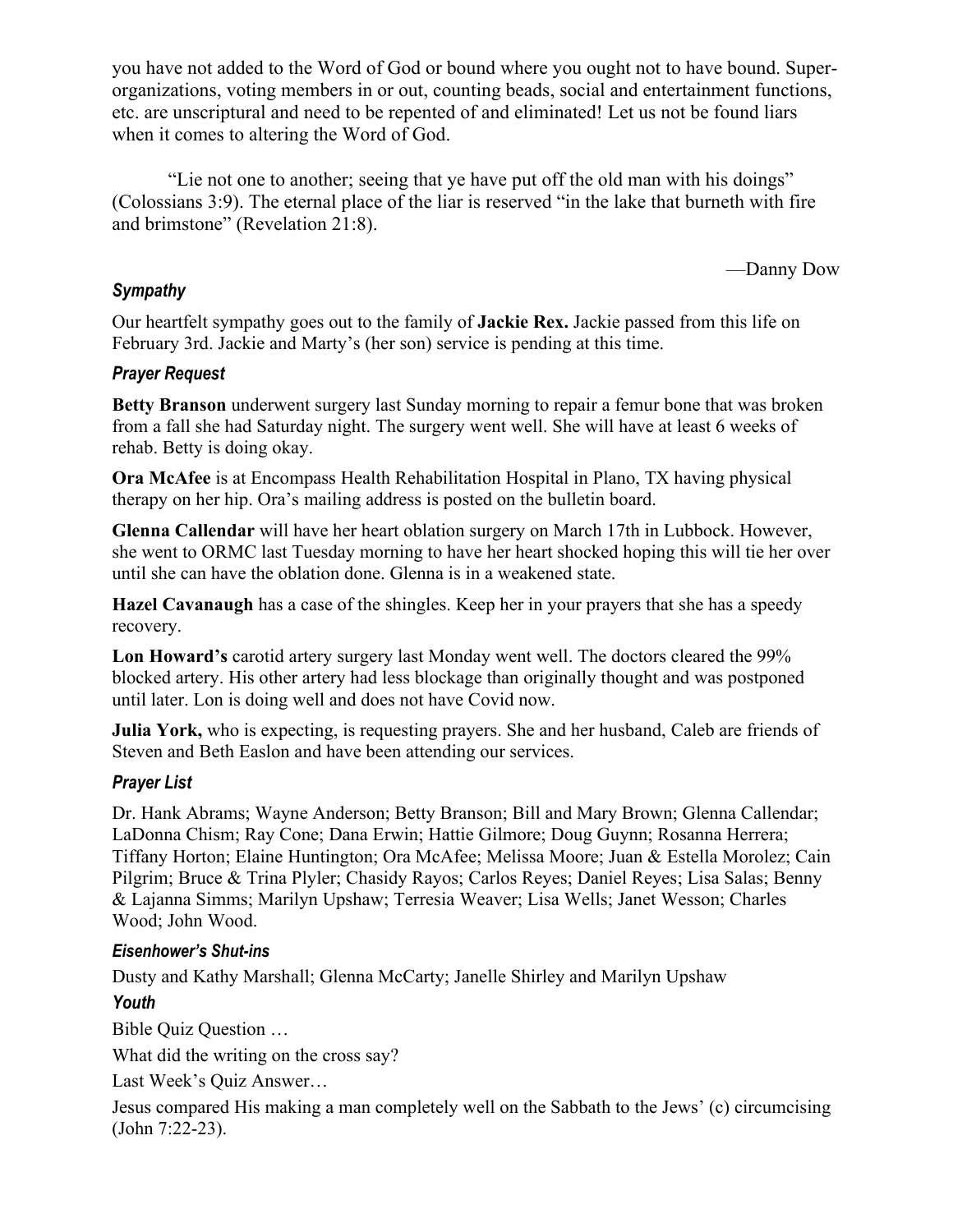you have not added to the Word of God or bound where you ought not to have bound. Super-organizations, voting members in or out, counting beads, social and entertainment functions, etc. are unscriptural and need to be repented of and eliminated! Let us not be found liars when it comes to altering the Word of God.

"Lie not one to another; seeing that ye have put off the old man with his doings" (Colossians 3:9). The eternal place of the liar is reserved "in the lake that burneth with fire and brimstone" (Revelation 21:8).

—Danny Dow

### *Sympathy*

Our heartfelt sympathy goes out to the family of **Jackie Rex.** Jackie passed from this life on February 3rd. Jackie and Marty's (her son) service is pending at this time.

### *Prayer Request*

**Betty Branson** underwent surgery last Sunday morning to repair a femur bone that was broken from a fall she had Saturday night. The surgery went well. She will have at least 6 weeks of rehab. Betty is doing okay.

**Ora McAfee** is at Encompass Health Rehabilitation Hospital in Plano, TX having physical therapy on her hip. Ora's mailing address is posted on the bulletin board.

**Glenna Callendar** will have her heart oblation surgery on March 17th in Lubbock. However, she went to ORMC last Tuesday morning to have her heart shocked hoping this will tie her over until she can have the oblation done. Glenna is in a weakened state.

**Hazel Cavanaugh** has a case of the shingles. Keep her in your prayers that she has a speedy recovery.

**Lon Howard's** carotid artery surgery last Monday went well. The doctors cleared the 99% blocked artery. His other artery had less blockage than originally thought and was postponed until later. Lon is doing well and does not have Covid now.

**Julia York,** who is expecting, is requesting prayers. She and her husband, Caleb are friends of Steven and Beth Easlon and have been attending our services.

### *Prayer List*

Dr. Hank Abrams; Wayne Anderson; Betty Branson; Bill and Mary Brown; Glenna Callendar; LaDonna Chism; Ray Cone; Dana Erwin; Hattie Gilmore; Doug Guynn; Rosanna Herrera; Tiffany Horton; Elaine Huntington; Ora McAfee; Melissa Moore; Juan & Estella Morolez; Cain Pilgrim; Bruce & Trina Plyler; Chasidy Rayos; Carlos Reyes; Daniel Reyes; Lisa Salas; Benny & Lajanna Simms; Marilyn Upshaw; Terresia Weaver; Lisa Wells; Janet Wesson; Charles Wood; John Wood.

### *Eisenhower's Shut-ins*

Dusty and Kathy Marshall; Glenna McCarty; Janelle Shirley and Marilyn Upshaw

### *Youth*

Bible Quiz Question …

What did the writing on the cross say?

Last Week's Quiz Answer…

Jesus compared His making a man completely well on the Sabbath to the Jews' (c) circumcising (John 7:22-23).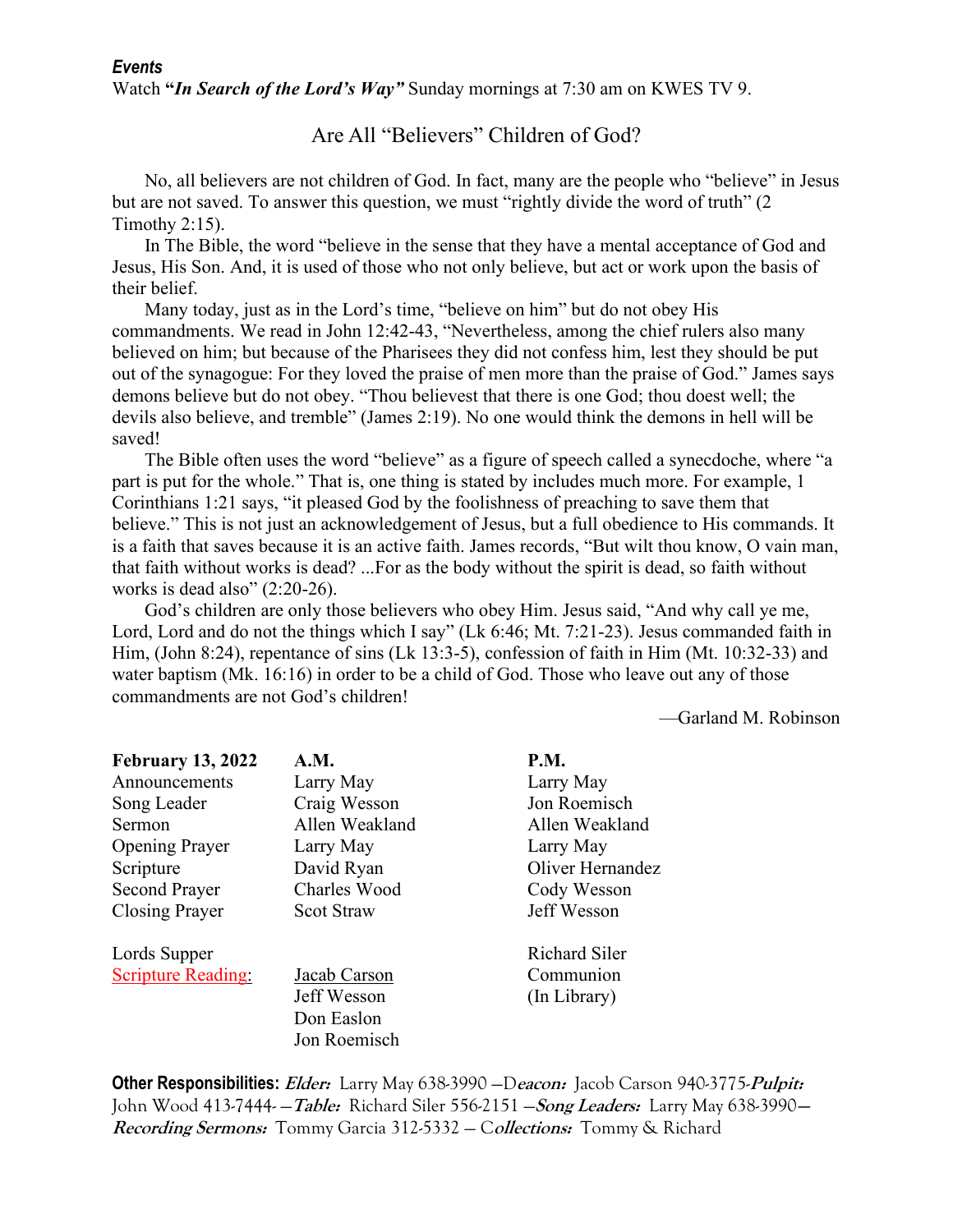***Events***

Watch ***"In Search of the Lord's Way"*** Sunday mornings at 7:30 am on KWES TV 9.

## Are All "Believers" Children of God?

No, all believers are not children of God. In fact, many are the people who "believe" in Jesus but are not saved. To answer this question, we must "rightly divide the word of truth" (2 Timothy 2:15).

In The Bible, the word "believe in the sense that they have a mental acceptance of God and Jesus, His Son. And, it is used of those who not only believe, but act or work upon the basis of their belief.

Many today, just as in the Lord's time, "believe on him" but do not obey His commandments. We read in John 12:42-43, "Nevertheless, among the chief rulers also many believed on him; but because of the Pharisees they did not confess him, lest they should be put out of the synagogue: For they loved the praise of men more than the praise of God." James says demons believe but do not obey. "Thou believest that there is one God; thou doest well; the devils also believe, and tremble" (James 2:19). No one would think the demons in hell will be saved!

The Bible often uses the word "believe" as a figure of speech called a synecdoche, where "a part is put for the whole." That is, one thing is stated by includes much more. For example, 1 Corinthians 1:21 says, "it pleased God by the foolishness of preaching to save them that believe." This is not just an acknowledgement of Jesus, but a full obedience to His commands. It is a faith that saves because it is an active faith. James records, "But wilt thou know, O vain man, that faith without works is dead? ...For as the body without the spirit is dead, so faith without works is dead also" (2:20-26).

God's children are only those believers who obey Him. Jesus said, "And why call ye me, Lord, Lord and do not the things which I say" (Lk 6:46; Mt. 7:21-23). Jesus commanded faith in Him, (John 8:24), repentance of sins (Lk 13:3-5), confession of faith in Him (Mt. 10:32-33) and water baptism (Mk. 16:16) in order to be a child of God. Those who leave out any of those commandments are not God's children!

—Garland M. Robinson

| **February 13, 2022** | **A.M.** | **P.M.** |
|---|---|---|
| Announcements | Larry May | Larry May |
| Song Leader | Craig Wesson | Jon Roemisch |
| Sermon | Allen Weakland | Allen Weakland |
| Opening Prayer | Larry May | Larry May |
| Scripture | David Ryan | Oliver Hernandez |
| Second Prayer | Charles Wood | Cody Wesson |
| Closing Prayer | Scot Straw | Jeff Wesson |
| Lords Supper | | Richard Siler |
| Scripture Reading: | Jacab Carson | Communion |
| | Jeff Wesson | (In Library) |
| | Don Easlon | |
| | Jon Roemisch | |

**Other Responsibilities:** ***Elder:*** Larry May 638-3990 —D***eacon:*** Jacob Carson 940-3775-***Pulpit:*** John Wood 413-7444- —***Table:*** Richard Siler 556-2151 —***Song Leaders:*** Larry May 638-3990— ***Recording Sermons:*** Tommy Garcia 312-5332 — C***ollections:*** Tommy & Richard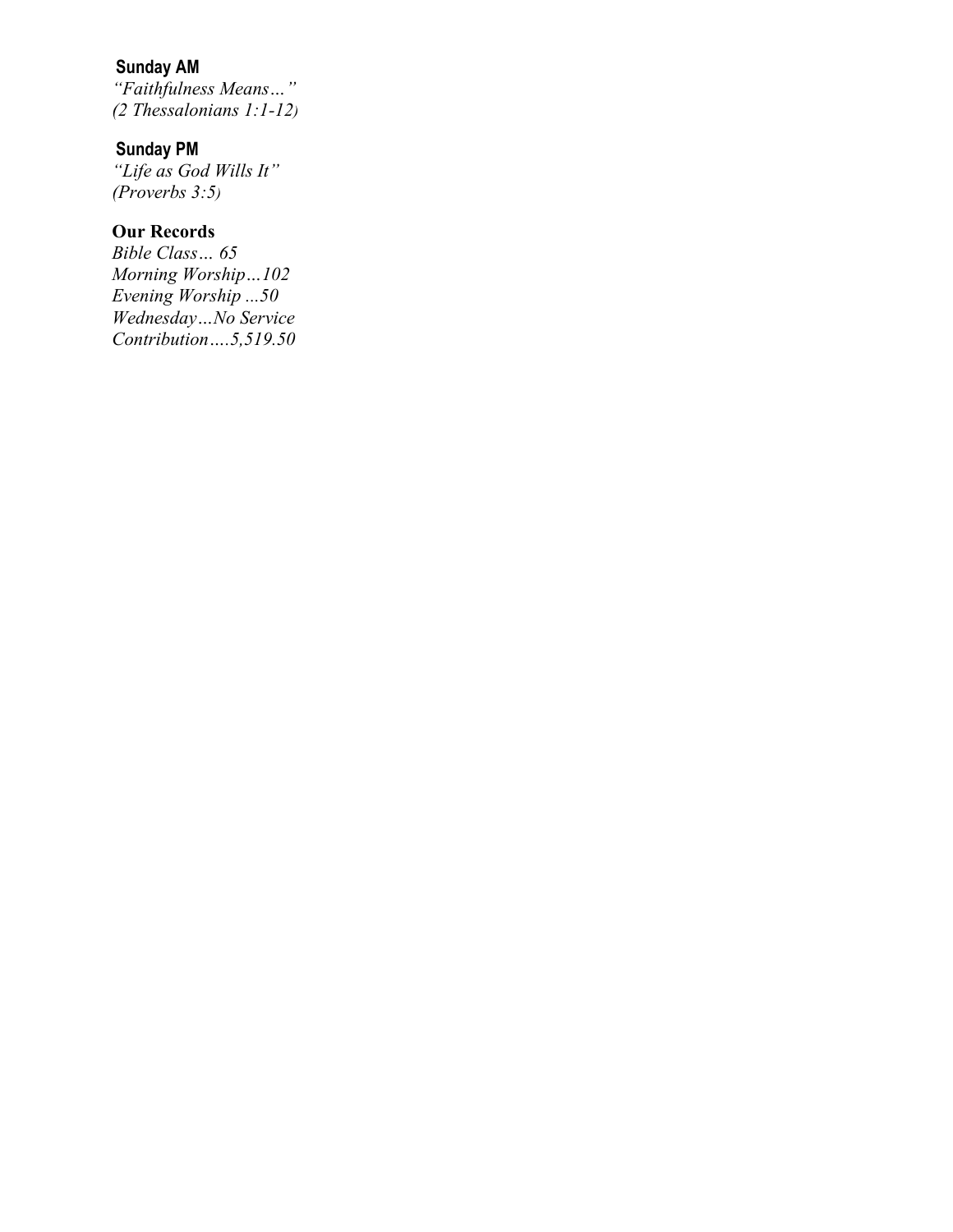**Sunday AM**

*"Faithfulness Means…"*
*(2 Thessalonians 1:1-12)*

**Sunday PM**

*"Life as God Wills It"*
*(Proverbs 3:5)*

**Our Records**

*Bible Class… 65*
*Morning Worship…102*
*Evening Worship ...50*
*Wednesday…No Service*
*Contribution….5,519.50*